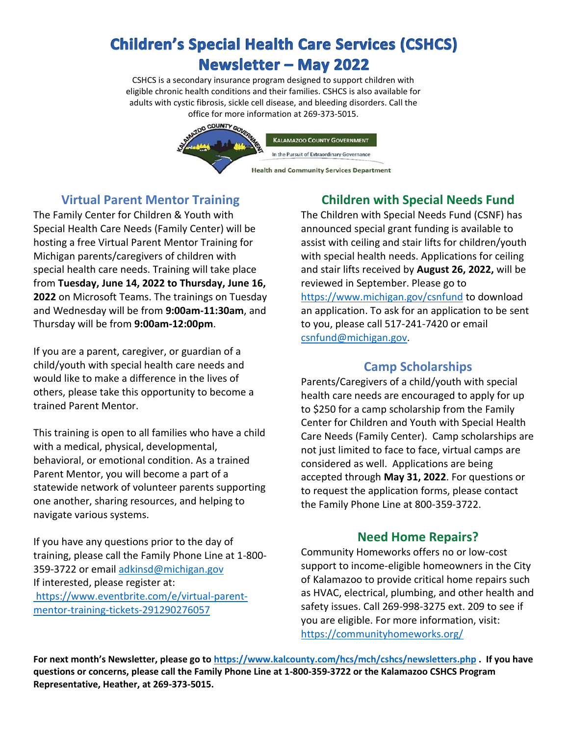# Children's Special Health Care Services (CSHCS) Newsletter – May 2022

CSHCS is a secondary insurance program designed to support children with eligible chronic health conditions and their families. CSHCS is also available for adults with cystic fibrosis, sickle cell disease, and bleeding disorders. Call the office for more information at 269-373-5015.

KALAMAZOO COUNTY GOVERNMENT

In the Pursuit of Extraordinary Governance

Health and Community Services Department

## Virtual Parent Mentor Training

The Family Center for Children & Youth with Special Health Care Needs (Family Center) will be hosting a free Virtual Parent Mentor Training for Michigan parents/caregivers of children with special health care needs. Training will take place from **Tuesday, June 14, 2022 to Thursday, June 16, 2022** on Microsoft Teams. The trainings on Tuesday and Wednesday will be from **9:00am-11:30am**, and Thursday will be from **9:00am-12:00pm**.

If you are a parent, caregiver, or guardian of a child/youth with special health care needs and would like to make a difference in the lives of others, please take this opportunity to become a trained Parent Mentor.

This training is open to all families who have a child with a medical, physical, developmental, behavioral, or emotional condition. As a trained Parent Mentor, you will become a part of a statewide network of volunteer parents supporting one another, sharing resources, and helping to navigate various systems.

If you have any questions prior to the day of training, please call the Family Phone Line at 1-800-359-3722 or email adkinsd@michigan.gov
If interested, please register at:
https://www.eventbrite.com/e/virtual-parent-mentor-training-tickets-291290276057

## Children with Special Needs Fund

The Children with Special Needs Fund (CSNF) has announced special grant funding is available to assist with ceiling and stair lifts for children/youth with special health needs. Applications for ceiling and stair lifts received by **August 26, 2022,** will be reviewed in September. Please go to https://www.michigan.gov/csnfund to download an application. To ask for an application to be sent to you, please call 517-241-7420 or email csnfund@michigan.gov.

## Camp Scholarships

Parents/Caregivers of a child/youth with special health care needs are encouraged to apply for up to $250 for a camp scholarship from the Family Center for Children and Youth with Special Health Care Needs (Family Center). Camp scholarships are not just limited to face to face, virtual camps are considered as well. Applications are being accepted through **May 31, 2022**. For questions or to request the application forms, please contact the Family Phone Line at 800-359-3722.

## Need Home Repairs?

Community Homeworks offers no or low-cost support to income-eligible homeowners in the City of Kalamazoo to provide critical home repairs such as HVAC, electrical, plumbing, and other health and safety issues. Call 269-998-3275 ext. 209 to see if you are eligible. For more information, visit: https://communityhomeworks.org/

**For next month's Newsletter, please go to https://www.kalcounty.com/hcs/mch/cshcs/newsletters.php . If you have questions or concerns, please call the Family Phone Line at 1-800-359-3722 or the Kalamazoo CSHCS Program Representative, Heather, at 269-373-5015.**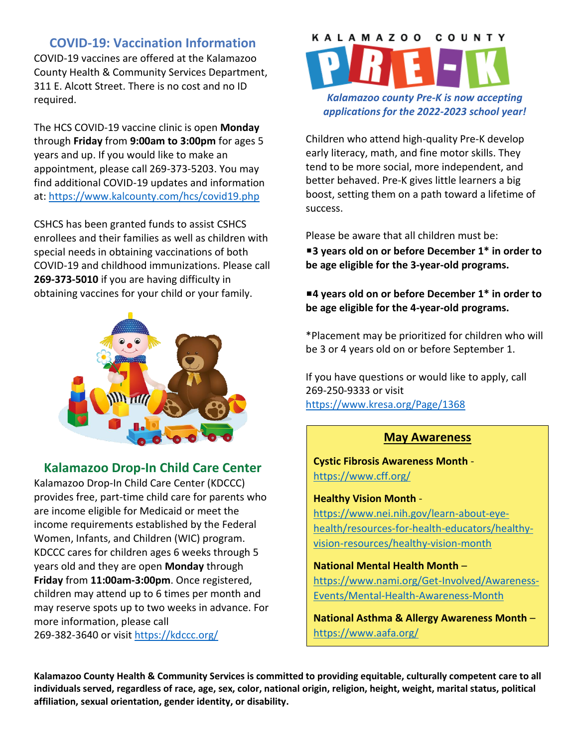## COVID-19: Vaccination Information

COVID-19 vaccines are offered at the Kalamazoo County Health & Community Services Department, 311 E. Alcott Street. There is no cost and no ID required.

The HCS COVID-19 vaccine clinic is open **Monday** through **Friday** from **9:00am to 3:00pm** for ages 5 years and up. If you would like to make an appointment, please call 269-373-5203. You may find additional COVID-19 updates and information at: https://www.kalcounty.com/hcs/covid19.php

CSHCS has been granted funds to assist CSHCS enrollees and their families as well as children with special needs in obtaining vaccinations of both COVID-19 and childhood immunizations. Please call **269-373-5010** if you are having difficulty in obtaining vaccines for your child or your family.

## Kalamazoo Drop-In Child Care Center

Kalamazoo Drop-In Child Care Center (KDCCC) provides free, part-time child care for parents who are income eligible for Medicaid or meet the income requirements established by the Federal Women, Infants, and Children (WIC) program. KDCCC cares for children ages 6 weeks through 5 years old and they are open **Monday** through **Friday** from **11:00am-3:00pm**. Once registered, children may attend up to 6 times per month and may reserve spots up to two weeks in advance. For more information, please call 269-382-3640 or visit https://kdccc.org/

## KALAMAZOO COUNTY PRE-K

*Kalamazoo county Pre-K is now accepting applications for the 2022-2023 school year!*

Children who attend high-quality Pre-K develop early literacy, math, and fine motor skills. They tend to be more social, more independent, and better behaved. Pre-K gives little learners a big boost, setting them on a path toward a lifetime of success.

Please be aware that all children must be:

- **3 years old on or before December 1* in order to be age eligible for the 3-year-old programs.**
- **4 years old on or before December 1* in order to be age eligible for the 4-year-old programs.**

*Placement may be prioritized for children who will be 3 or 4 years old on or before September 1.

If you have questions or would like to apply, call 269-250-9333 or visit https://www.kresa.org/Page/1368

## May Awareness

**Cystic Fibrosis Awareness Month** - https://www.cff.org/

**Healthy Vision Month** - https://www.nei.nih.gov/learn-about-eye-health/resources-for-health-educators/healthy-vision-resources/healthy-vision-month

**National Mental Health Month** – https://www.nami.org/Get-Involved/Awareness-Events/Mental-Health-Awareness-Month

**National Asthma & Allergy Awareness Month** – https://www.aafa.org/

**Kalamazoo County Health & Community Services is committed to providing equitable, culturally competent care to all individuals served, regardless of race, age, sex, color, national origin, religion, height, weight, marital status, political affiliation, sexual orientation, gender identity, or disability.**